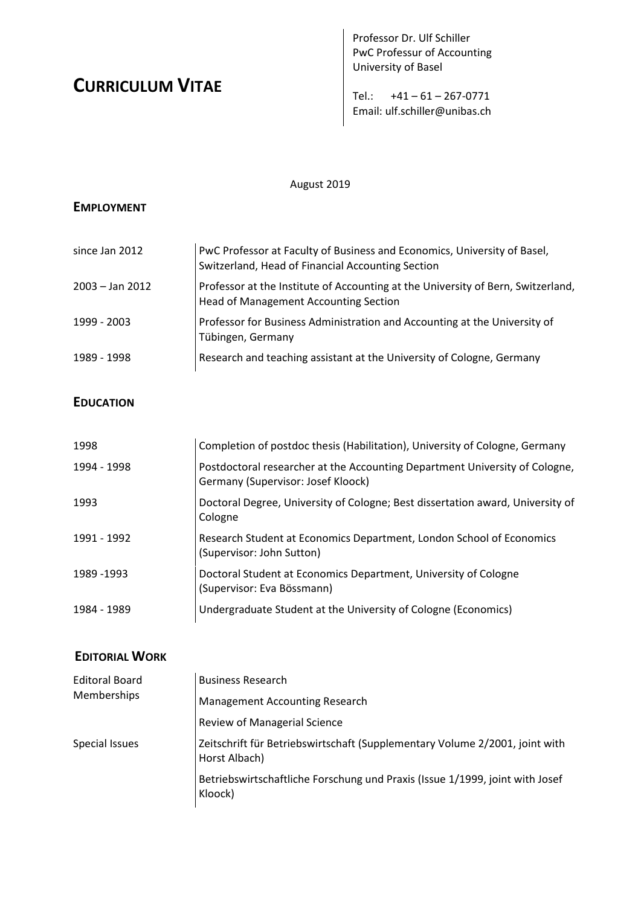# CURRICULUM VITAE

Professor Dr. Ulf Schiller
PwC Professur of Accounting
University of Basel

Tel.: +41 – 61 – 267-0771
Email: ulf.schiller@unibas.ch

August 2019

## EMPLOYMENT

| | |
|---|---|
| since Jan 2012 | PwC Professor at Faculty of Business and Economics, University of Basel, Switzerland, Head of Financial Accounting Section |
| 2003 – Jan 2012 | Professor at the Institute of Accounting at the University of Bern, Switzerland, Head of Management Accounting Section |
| 1999 - 2003 | Professor for Business Administration and Accounting at the University of Tübingen, Germany |
| 1989 - 1998 | Research and teaching assistant at the University of Cologne, Germany |

## EDUCATION

| | |
|---|---|
| 1998 | Completion of postdoc thesis (Habilitation), University of Cologne, Germany |
| 1994 - 1998 | Postdoctoral researcher at the Accounting Department University of Cologne, Germany (Supervisor: Josef Kloock) |
| 1993 | Doctoral Degree, University of Cologne; Best dissertation award, University of Cologne |
| 1991 - 1992 | Research Student at Economics Department, London School of Economics (Supervisor: John Sutton) |
| 1989 -1993 | Doctoral Student at Economics Department, University of Cologne (Supervisor: Eva Bössmann) |
| 1984 - 1989 | Undergraduate Student at the University of Cologne (Economics) |

## EDITORIAL WORK

| | |
|---|---|
| Editoral Board Memberships | Business Research |
| | Management Accounting Research |
| | Review of Managerial Science |
| Special Issues | Zeitschrift für Betriebswirtschaft (Supplementary Volume 2/2001, joint with Horst Albach) |
| | Betriebswirtschaftliche Forschung und Praxis (Issue 1/1999, joint with Josef Kloock) |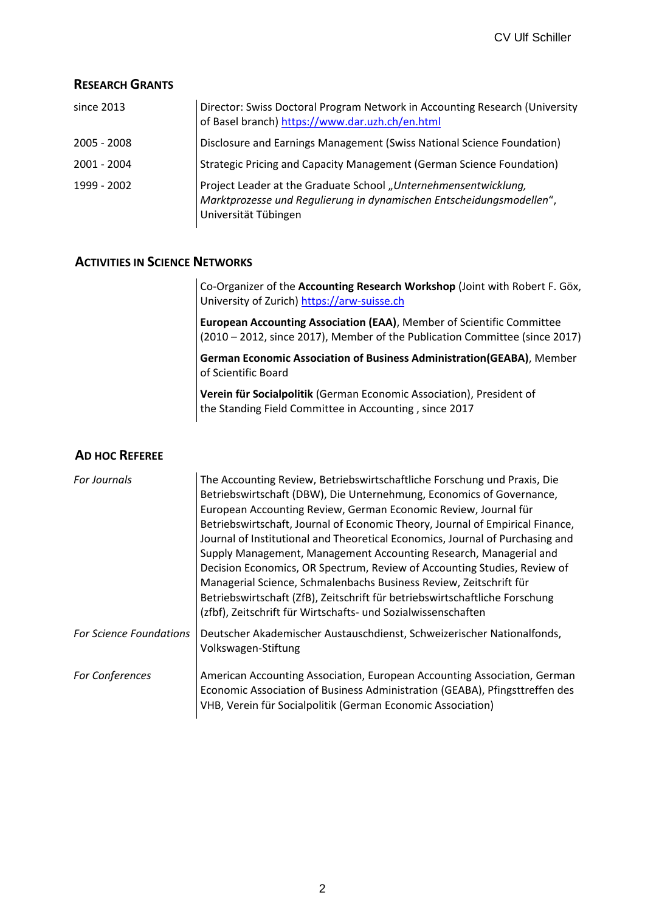## RESEARCH GRANTS

| | |
|---|---|
| since 2013 | Director: Swiss Doctoral Program Network in Accounting Research (University of Basel branch) https://www.dar.uzh.ch/en.html |
| 2005 - 2008 | Disclosure and Earnings Management (Swiss National Science Foundation) |
| 2001 - 2004 | Strategic Pricing and Capacity Management (German Science Foundation) |
| 1999 - 2002 | Project Leader at the Graduate School „*Unternehmensentwicklung, Marktprozesse und Regulierung in dynamischen Entscheidungsmodellen*“, Universität Tübingen |

## ACTIVITIES IN SCIENCE NETWORKS

Co-Organizer of the **Accounting Research Workshop** (Joint with Robert F. Göx, University of Zurich) https://arw-suisse.ch

**European Accounting Association (EAA)**, Member of Scientific Committee (2010 – 2012, since 2017), Member of the Publication Committee (since 2017)

**German Economic Association of Business Administration(GEABA)**, Member of Scientific Board

**Verein für Socialpolitik** (German Economic Association), President of the Standing Field Committee in Accounting , since 2017

## AD HOC REFEREE

| | |
|---|---|
| *For Journals* | The Accounting Review, Betriebswirtschaftliche Forschung und Praxis, Die Betriebswirtschaft (DBW), Die Unternehmung, Economics of Governance, European Accounting Review, German Economic Review, Journal für Betriebswirtschaft, Journal of Economic Theory, Journal of Empirical Finance, Journal of Institutional and Theoretical Economics, Journal of Purchasing and Supply Management, Management Accounting Research, Managerial and Decision Economics, OR Spectrum, Review of Accounting Studies, Review of Managerial Science, Schmalenbachs Business Review, Zeitschrift für Betriebswirtschaft (ZfB), Zeitschrift für betriebswirtschaftliche Forschung (zfbf), Zeitschrift für Wirtschafts- und Sozialwissenschaften |
| *For Science Foundations* | Deutscher Akademischer Austauschdienst, Schweizerischer Nationalfonds, Volkswagen-Stiftung |
| *For Conferences* | American Accounting Association, European Accounting Association, German Economic Association of Business Administration (GEABA), Pfingsttreffen des VHB, Verein für Socialpolitik (German Economic Association) |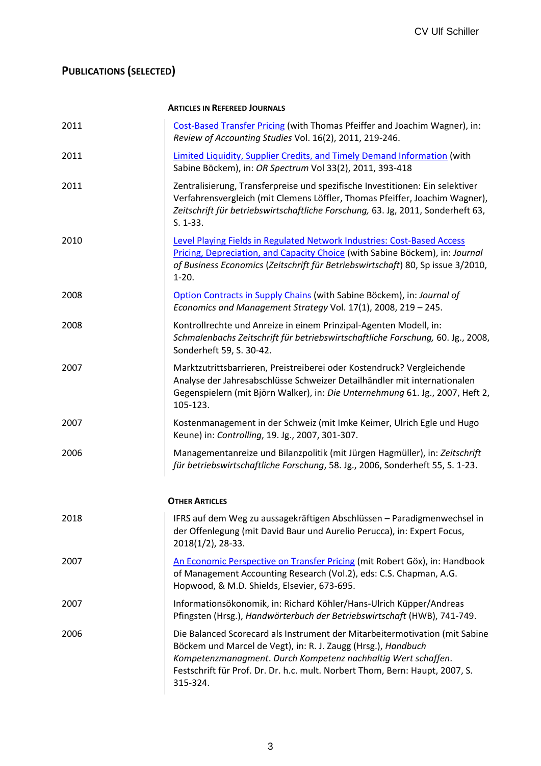## PUBLICATIONS (SELECTED)

### ARTICLES IN REFEREED JOURNALS

| | |
|---|---|
| 2011 | Cost-Based Transfer Pricing (with Thomas Pfeiffer and Joachim Wagner), in: *Review of Accounting Studies* Vol. 16(2), 2011, 219-246. |
| 2011 | Limited Liquidity, Supplier Credits, and Timely Demand Information (with Sabine Böckem), in: *OR Spectrum* Vol 33(2), 2011, 393-418 |
| 2011 | Zentralisierung, Transferpreise und spezifische Investitionen: Ein selektiver Verfahrensvergleich (mit Clemens Löffler, Thomas Pfeiffer, Joachim Wagner), *Zeitschrift für betriebswirtschaftliche Forschung,* 63. Jg, 2011, Sonderheft 63, S. 1-33. |
| 2010 | Level Playing Fields in Regulated Network Industries: Cost-Based Access Pricing, Depreciation, and Capacity Choice (with Sabine Böckem), in: *Journal of Business Economics* (*Zeitschrift für Betriebswirtschaft*) 80, Sp issue 3/2010, 1-20. |
| 2008 | Option Contracts in Supply Chains (with Sabine Böckem), in: *Journal of Economics and Management Strategy* Vol. 17(1), 2008, 219 – 245. |
| 2008 | Kontrollrechte und Anreize in einem Prinzipal-Agenten Modell, in: *Schmalenbachs Zeitschrift für betriebswirtschaftliche Forschung,* 60. Jg., 2008, Sonderheft 59, S. 30-42. |
| 2007 | Marktzutrittsbarrieren, Preistreiberei oder Kostendruck? Vergleichende Analyse der Jahresabschlüsse Schweizer Detailhändler mit internationalen Gegenspielern (mit Björn Walker), in: *Die Unternehmung* 61. Jg., 2007, Heft 2, 105-123. |
| 2007 | Kostenmanagement in der Schweiz (mit Imke Keimer, Ulrich Egle und Hugo Keune) in: *Controlling*, 19. Jg., 2007, 301-307. |
| 2006 | Managementanreize und Bilanzpolitik (mit Jürgen Hagmüller), in: *Zeitschrift für betriebswirtschaftliche Forschung*, 58. Jg., 2006, Sonderheft 55, S. 1-23. |

### OTHER ARTICLES

| | |
|---|---|
| 2018 | IFRS auf dem Weg zu aussagekräftigen Abschlüssen – Paradigmenwechsel in der Offenlegung (mit David Baur und Aurelio Perucca), in: Expert Focus, 2018(1/2), 28-33. |
| 2007 | An Economic Perspective on Transfer Pricing (mit Robert Göx), in: Handbook of Management Accounting Research (Vol.2), eds: C.S. Chapman, A.G. Hopwood, & M.D. Shields, Elsevier, 673-695. |
| 2007 | Informationsökonomik, in: Richard Köhler/Hans-Ulrich Küpper/Andreas Pfingsten (Hrsg.), *Handwörterbuch der Betriebswirtschaft* (HWB), 741-749. |
| 2006 | Die Balanced Scorecard als Instrument der Mitarbeitermotivation (mit Sabine Böckem und Marcel de Vegt), in: R. J. Zaugg (Hrsg.), *Handbuch Kompetenzmanagment*. *Durch Kompetenz nachhaltig Wert schaffen*. Festschrift für Prof. Dr. Dr. h.c. mult. Norbert Thom, Bern: Haupt, 2007, S. 315-324. |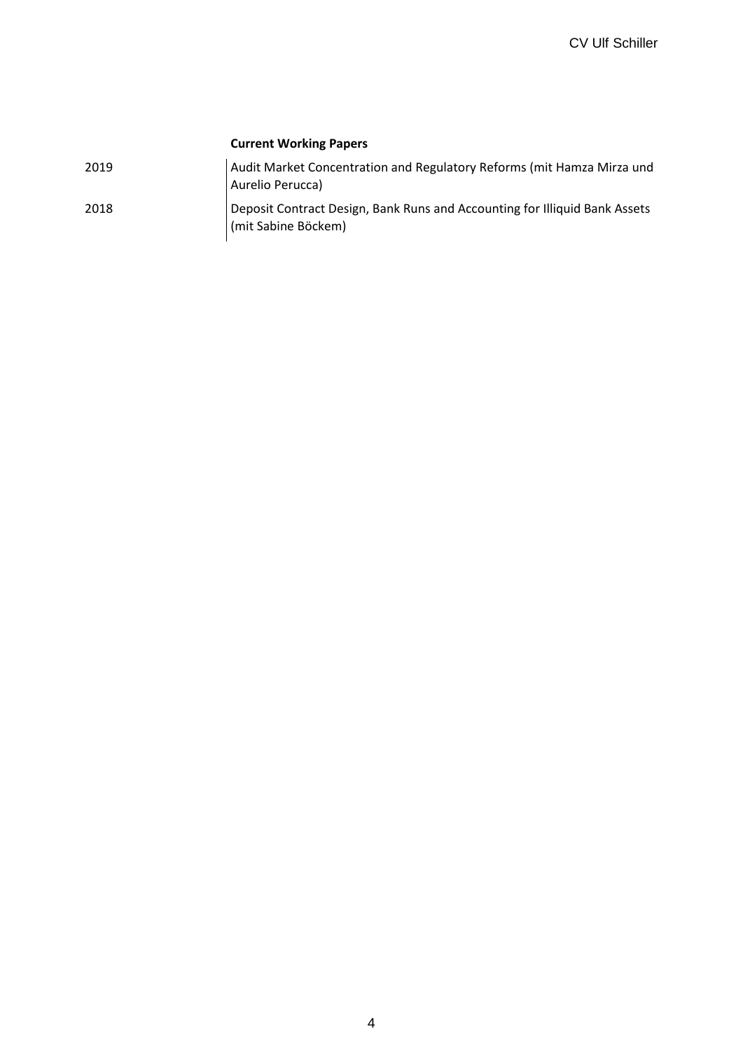**Current Working Papers**

| | |
|---|---|
| 2019 | Audit Market Concentration and Regulatory Reforms (mit Hamza Mirza und Aurelio Perucca) |
| 2018 | Deposit Contract Design, Bank Runs and Accounting for Illiquid Bank Assets (mit Sabine Böckem) |